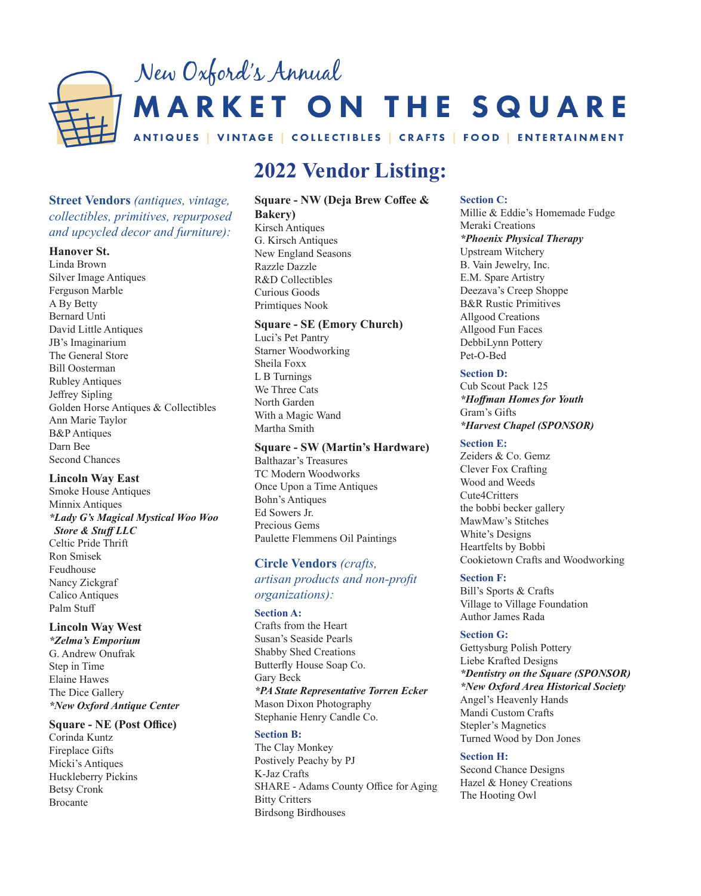# New Oxford's Annual MARKET ON THE SQUARE

ANTIQUES | VINTAGE | COLLECTIBLES | CRAFTS | FOOD | ENTERTAINMENT

## 2022 Vendor Listing:

**Street Vendors** *(antiques, vintage, collectibles, primitives, repurposed and upcycled decor and furniture):*

### Hanover St.

Linda Brown
Silver Image Antiques
Ferguson Marble
A By Betty
Bernard Unti
David Little Antiques
JB's Imaginarium
The General Store
Bill Oosterman
Rubley Antiques
Jeffrey Sipling
Golden Horse Antiques & Collectibles
Ann Marie Taylor
B&P Antiques
Darn Bee
Second Chances

### Lincoln Way East

Smoke House Antiques
Minnix Antiques
***Lady G's Magical Mystical Woo Woo Store & Stuff LLC***
Celtic Pride Thrift
Ron Smisek
Feudhouse
Nancy Zickgraf
Calico Antiques
Palm Stuff

### Lincoln Way West

***Zelma's Emporium***
G. Andrew Onufrak
Step in Time
Elaine Hawes
The Dice Gallery
***New Oxford Antique Center***

### Square - NE (Post Office)

Corinda Kuntz
Fireplace Gifts
Micki's Antiques
Huckleberry Pickins
Betsy Cronk
Brocante

### Square - NW (Deja Brew Coffee & Bakery)

Kirsch Antiques
G. Kirsch Antiques
New England Seasons
Razzle Dazzle
R&D Collectibles
Curious Goods
Primtiques Nook

### Square - SE (Emory Church)

Luci's Pet Pantry
Starner Woodworking
Sheila Foxx
L B Turnings
We Three Cats
North Garden
With a Magic Wand
Martha Smith

### Square - SW (Martin's Hardware)

Balthazar's Treasures
TC Modern Woodworks
Once Upon a Time Antiques
Bohn's Antiques
Ed Sowers Jr.
Precious Gems
Paulette Flemmens Oil Paintings

**Circle Vendors** *(crafts, artisan products and non-profit organizations):*

### Section A:

Crafts from the Heart
Susan's Seaside Pearls
Shabby Shed Creations
Butterfly House Soap Co.
Gary Beck
***PA State Representative Torren Ecker***
Mason Dixon Photography
Stephanie Henry Candle Co.

### Section B:

The Clay Monkey
Postively Peachy by PJ
K-Jaz Crafts
SHARE - Adams County Office for Aging
Bitty Critters
Birdsong Birdhouses

### Section C:

Millie & Eddie's Homemade Fudge
Meraki Creations
***Phoenix Physical Therapy***
Upstream Witchery
B. Vain Jewelry, Inc.
E.M. Spare Artistry
Deezava's Creep Shoppe
B&R Rustic Primitives
Allgood Creations
Allgood Fun Faces
DebbiLynn Pottery
Pet-O-Bed

### Section D:

Cub Scout Pack 125
***Hoffman Homes for Youth***
Gram's Gifts
***Harvest Chapel (SPONSOR)***

### Section E:

Zeiders & Co. Gemz
Clever Fox Crafting
Wood and Weeds
Cute4Critters
the bobbi becker gallery
MawMaw's Stitches
White's Designs
Heartfelts by Bobbi
Cookietown Crafts and Woodworking

### Section F:

Bill's Sports & Crafts
Village to Village Foundation
Author James Rada

### Section G:

Gettysburg Polish Pottery
Liebe Krafted Designs
***Dentistry on the Square (SPONSOR)***
***New Oxford Area Historical Society***
Angel's Heavenly Hands
Mandi Custom Crafts
Stepler's Magnetics
Turned Wood by Don Jones

### Section H:

Second Chance Designs
Hazel & Honey Creations
The Hooting Owl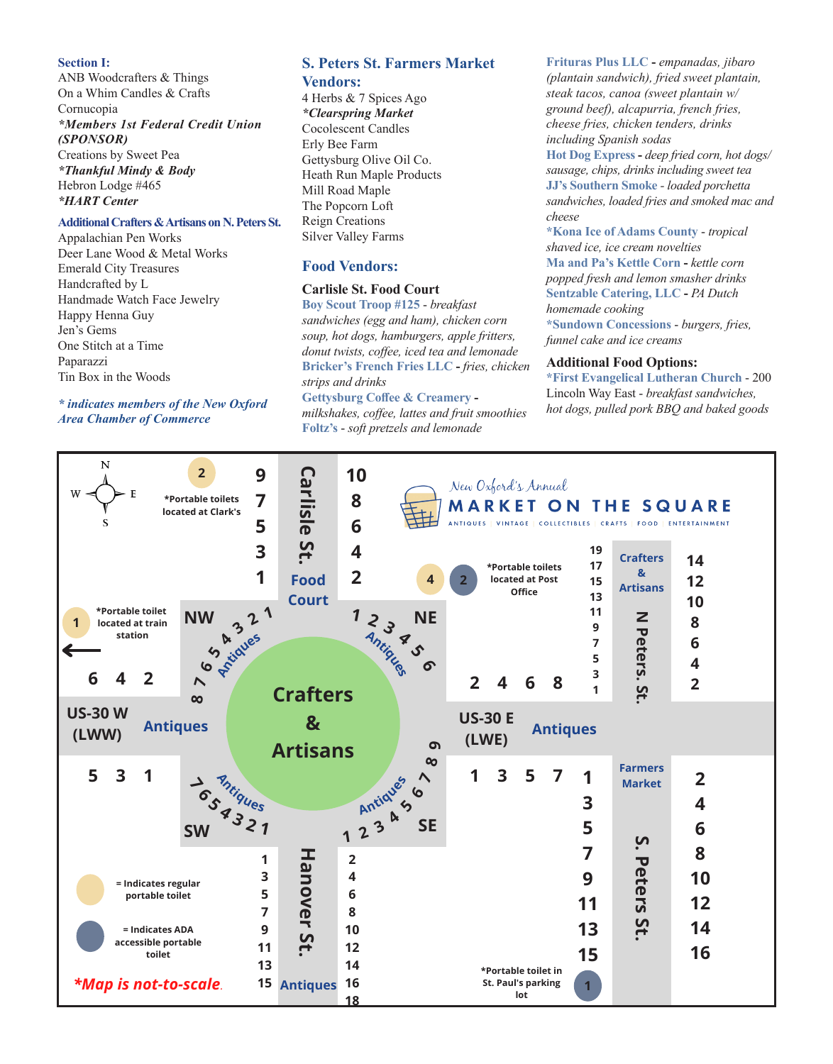**Section I:**
ANB Woodcrafters & Things
On a Whim Candles & Crafts
Cornucopia
***Members 1st Federal Credit Union (SPONSOR)***
Creations by Sweet Pea
***Thankful Mindy & Body***
Hebron Lodge #465
***HART Center***

**Additional Crafters & Artisans on N. Peters St.**
Appalachian Pen Works
Deer Lane Wood & Metal Works
Emerald City Treasures
Handcrafted by L
Handmade Watch Face Jewelry
Happy Henna Guy
Jen's Gems
One Stitch at a Time
Paparazzi
Tin Box in the Woods

*\* indicates members of the New Oxford Area Chamber of Commerce*

## S. Peters St. Farmers Market Vendors:

4 Herbs & 7 Spices Ago
***Clearspring Market***
Cocolescent Candles
Erly Bee Farm
Gettysburg Olive Oil Co.
Heath Run Maple Products
Mill Road Maple
The Popcorn Loft
Reign Creations
Silver Valley Farms

## Food Vendors:

**Carlisle St. Food Court**

**Boy Scout Troop #125** - *breakfast sandwiches (egg and ham), chicken corn soup, hot dogs, hamburgers, apple fritters, donut twists, coffee, iced tea and lemonade*
**Bricker's French Fries LLC** - *fries, chicken strips and drinks*
**Gettysburg Coffee & Creamery** - *milkshakes, coffee, lattes and fruit smoothies*
**Foltz's** - *soft pretzels and lemonade*
**Frituras Plus LLC** - *empanadas, jibaro (plantain sandwich), fried sweet plantain, steak tacos, canoa (sweet plantain w/ ground beef), alcapurria, french fries, cheese fries, chicken tenders, drinks including Spanish sodas*
**Hot Dog Express** - *deep fried corn, hot dogs/ sausage, chips, drinks including sweet tea*
**JJ's Southern Smoke** - *loaded porchetta sandwiches, loaded fries and smoked mac and cheese*
**\*Kona Ice of Adams County** - *tropical shaved ice, ice cream novelties*
**Ma and Pa's Kettle Corn** - *kettle corn popped fresh and lemon smasher drinks*
**Sentzable Catering, LLC** - *PA Dutch homemade cooking*
**\*Sundown Concessions** - *burgers, fries, funnel cake and ice creams*

**Additional Food Options:**
**\*First Evangelical Lutheran Church** - 200 Lincoln Way East - *breakfast sandwiches, hot dogs, pulled pork BBQ and baked goods*

New Oxford's Annual
MARKET ON THE SQUARE
ANTIQUES | VINTAGE | COLLECTIBLES | CRAFTS | FOOD | ENTERTAINMENT

N
W E
S

*Portable toilets located at Clark's
*Portable toilet located at train station
*Portable toilets located at Post Office
*Portable toilet in St. Paul's parking lot

Carlisle St.
Food Court
Hanover St.
US-30 W (LWW)
US-30 E (LWE)
N Peters. St.
S. Peters St.
Crafters & Artisans
Farmers Market
Crafters & Artisans
Antiques
NW
NE
SW
SE

= Indicates regular portable toilet
= Indicates ADA accessible portable toilet

***Map is not-to-scale.***